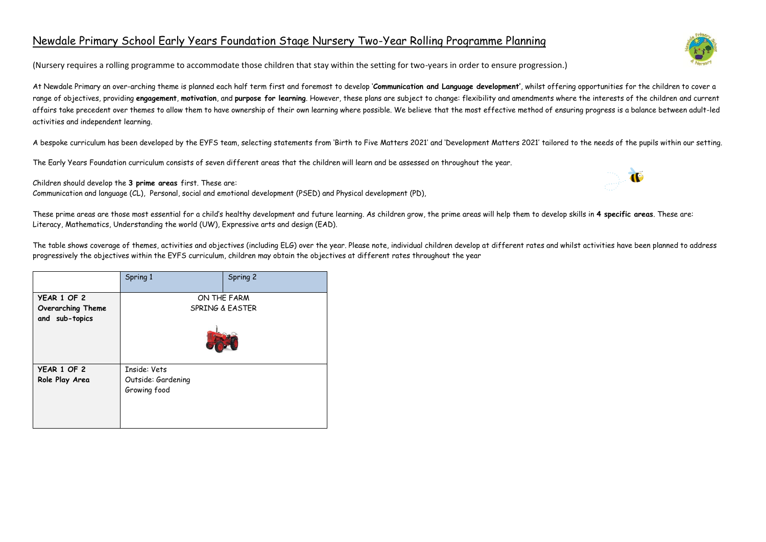# Newdale Primary School Early Years Foundation Stage Nursery Two-Year Rolling Programme Planning

(Nursery requires a rolling programme to accommodate those children that stay within the setting for two-years in order to ensure progression.)

At Newdale Primary an over-arching theme is planned each half term first and foremost to develop '**Communication and Language development**', whilst offering opportunities for the children to cover a range of objectives, providing **engagement**, **motivation**, and **purpose for learning**. However, these plans are subject to change: flexibility and amendments where the interests of the children and current affairs take precedent over themes to allow them to have ownership of their own learning where possible. We believe that the most effective method of ensuring progress is a balance between adult-led activities and independent learning.

A bespoke curriculum has been developed by the EYFS team, selecting statements from 'Birth to Five Matters 2021' and 'Development Matters 2021' tailored to the needs of the pupils within our setting.

The Early Years Foundation curriculum consists of seven different areas that the children will learn and be assessed on throughout the year.

Children should develop the **3 prime areas** first. These are:
Communication and language (CL), Personal, social and emotional development (PSED) and Physical development (PD),

These prime areas are those most essential for a child's healthy development and future learning. As children grow, the prime areas will help them to develop skills in **4 specific areas**. These are:
Literacy, Mathematics, Understanding the world (UW), Expressive arts and design (EAD).

The table shows coverage of themes, activities and objectives (including ELG) over the year. Please note, individual children develop at different rates and whilst activities have been planned to address progressively the objectives within the EYFS curriculum, children may obtain the objectives at different rates throughout the year

| | Spring 1 | Spring 2 |
|---|---|---|
| **YEAR 1 OF 2 Overarching Theme and sub-topics** | ON THE FARM<br>SPRING & EASTER | |
| **YEAR 1 OF 2 Role Play Area** | Inside: Vets<br>Outside: Gardening<br>Growing food | |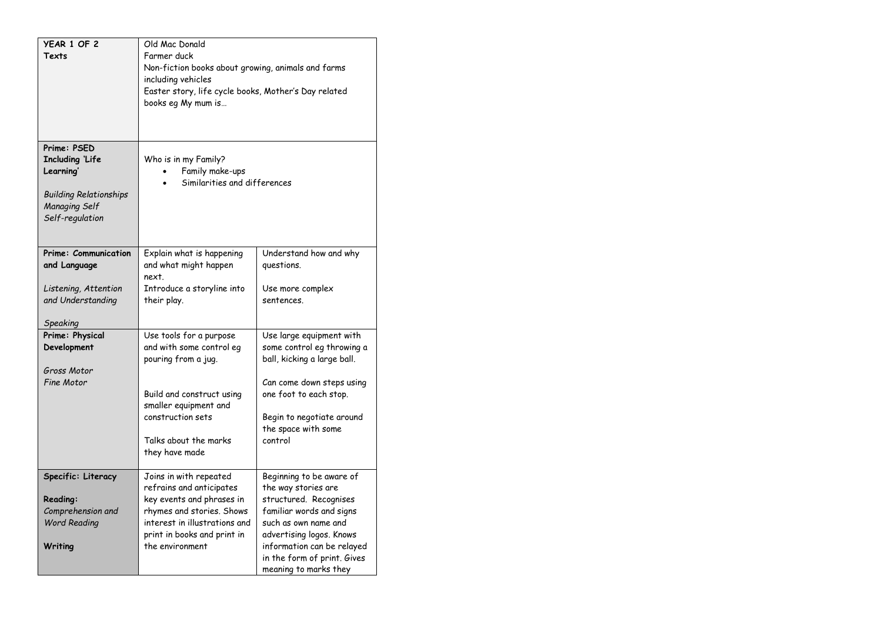| | | |
|---|---|---|
| **YEAR 1 OF 2**<br>**Texts** | Old Mac Donald<br>Farmer duck<br>Non-fiction books about growing, animals and farms including vehicles<br>Easter story, life cycle books, Mother's Day related books eg My mum is… | |
| **Prime: PSED Including 'Life Learning'**<br><br>*Building Relationships*<br>*Managing Self*<br>*Self-regulation* | Who is in my Family?<br>• Family make-ups<br>• Similarities and differences | |
| **Prime: Communication and Language**<br><br>*Listening, Attention and Understanding*<br><br>*Speaking* | Explain what is happening and what might happen next.<br>Introduce a storyline into their play. | Understand how and why questions.<br><br>Use more complex sentences. |
| **Prime: Physical Development**<br><br>*Gross Motor*<br>*Fine Motor* | Use tools for a purpose and with some control eg pouring from a jug.<br><br>Build and construct using smaller equipment and construction sets<br><br>Talks about the marks they have made | Use large equipment with some control eg throwing a ball, kicking a large ball.<br><br>Can come down steps using one foot to each stop.<br><br>Begin to negotiate around the space with some control |
| **Specific: Literacy**<br><br>**Reading:**<br>*Comprehension and Word Reading*<br><br>**Writing** | Joins in with repeated refrains and anticipates key events and phrases in rhymes and stories. Shows interest in illustrations and print in books and print in the environment | Beginning to be aware of the way stories are structured. Recognises familiar words and signs such as own name and advertising logos. Knows information can be relayed in the form of print. Gives meaning to marks they |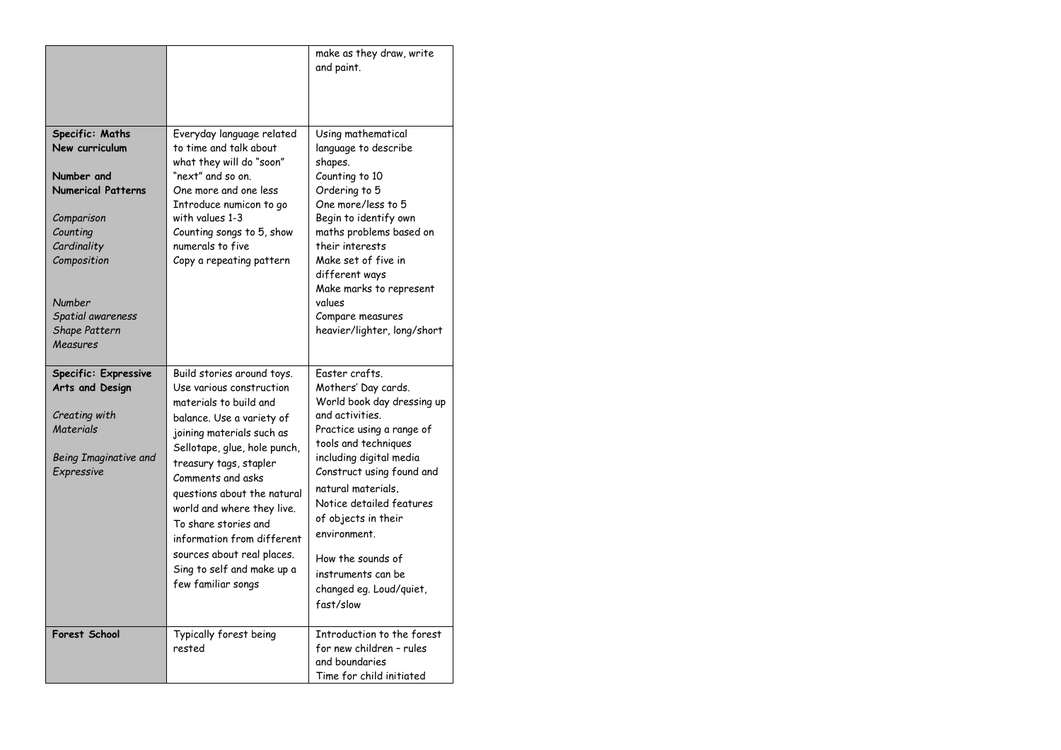| | | |
|---|---|---|
| | | make as they draw, write and paint. |
| **Specific: Maths New curriculum**<br><br>**Number and Numerical Patterns**<br><br>*Comparison*<br>*Counting*<br>*Cardinality*<br>*Composition*<br><br>*Number*<br>*Spatial awareness*<br>*Shape Pattern*<br>*Measures* | Everyday language related to time and talk about what they will do "soon" "next" and so on.<br>One more and one less<br>Introduce numicon to go with values 1-3<br>Counting songs to 5, show numerals to five<br>Copy a repeating pattern | Using mathematical language to describe shapes.<br>Counting to 10<br>Ordering to 5<br>One more/less to 5<br>Begin to identify own maths problems based on their interests<br>Make set of five in different ways<br>Make marks to represent values<br>Compare measures heavier/lighter, long/short |
| **Specific: Expressive Arts and Design**<br><br>*Creating with Materials*<br><br>*Being Imaginative and Expressive* | Build stories around toys.<br>Use various construction materials to build and balance. Use a variety of joining materials such as Sellotape, glue, hole punch, treasury tags, stapler<br>Comments and asks questions about the natural world and where they live.<br>To share stories and information from different sources about real places.<br>Sing to self and make up a few familiar songs | Easter crafts.<br>Mothers' Day cards.<br>World book day dressing up and activities.<br>Practice using a range of tools and techniques including digital media<br>Construct using found and natural materials.<br>Notice detailed features of objects in their environment.<br><br>How the sounds of instruments can be changed eg. Loud/quiet, fast/slow |
| **Forest School** | Typically forest being rested | Introduction to the forest for new children – rules and boundaries<br>Time for child initiated |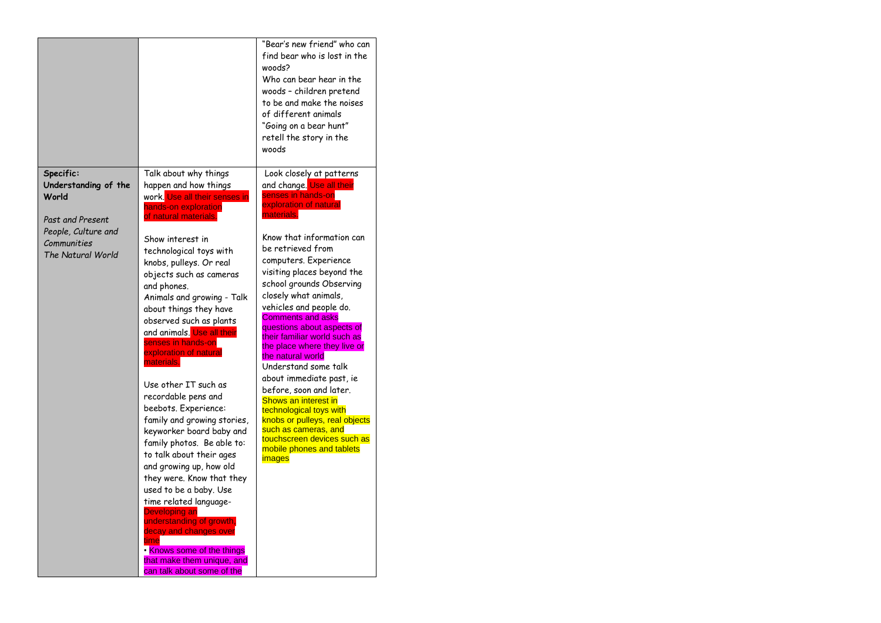| | | |
|---|---|---|
| | | "Bear's new friend" who can find bear who is lost in the woods?<br>Who can bear hear in the woods – children pretend to be and make the noises of different animals<br>"Going on a bear hunt" retell the story in the woods |
| **Specific: Understanding of the World**<br><br>*Past and Present*<br>*People, Culture and Communities*<br>*The Natural World* | Talk about why things happen and how things work. Use all their senses in hands-on exploration of natural materials.<br><br>Show interest in technological toys with knobs, pulleys. Or real objects such as cameras and phones.<br>Animals and growing - Talk about things they have observed such as plants and animals. Use all their senses in hands-on exploration of natural materials.<br><br>Use other IT such as recordable pens and beebots. Experience: family and growing stories, keyworker board baby and family photos. Be able to: to talk about their ages and growing up, how old they were. Know that they used to be a baby. Use time related language- Developing an understanding of growth, decay and changes over time<br>• Knows some of the things that make them unique, and can talk about some of the | Look closely at patterns and change. Use all their senses in hands-on exploration of natural materials.<br><br>Know that information can be retrieved from computers. Experience visiting places beyond the school grounds Observing closely what animals, vehicles and people do. Comments and asks questions about aspects of their familiar world such as the place where they live or the natural world<br>Understand some talk about immediate past, ie before, soon and later.<br>Shows an interest in technological toys with knobs or pulleys, real objects such as cameras, and touchscreen devices such as mobile phones and tablets images |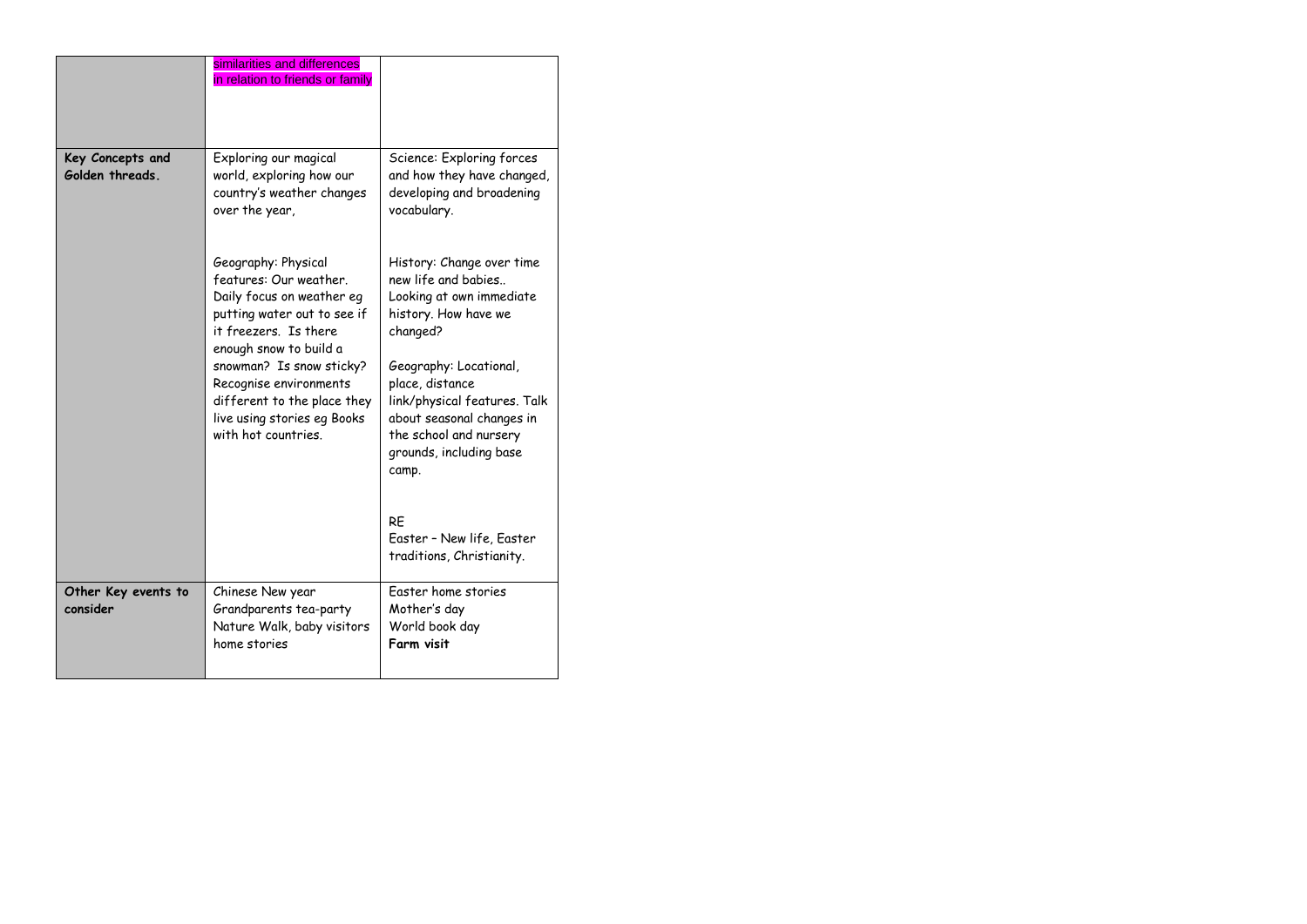| | | |
|---|---|---|
| | similarities and differences in relation to friends or family | |
| **Key Concepts and Golden threads.** | Exploring our magical world, exploring how our country's weather changes over the year,<br><br>Geography: Physical features: Our weather. Daily focus on weather eg putting water out to see if it freezers. Is there enough snow to build a snowman? Is snow sticky? Recognise environments different to the place they live using stories eg Books with hot countries. | Science: Exploring forces and how they have changed, developing and broadening vocabulary.<br><br>History: Change over time new life and babies.. Looking at own immediate history. How have we changed?<br><br>Geography: Locational, place, distance link/physical features. Talk about seasonal changes in the school and nursery grounds, including base camp.<br><br>RE<br>Easter – New life, Easter traditions, Christianity. |
| **Other Key events to consider** | Chinese New year<br>Grandparents tea-party<br>Nature Walk, baby visitors home stories | Easter home stories<br>Mother's day<br>World book day<br>**Farm visit** |